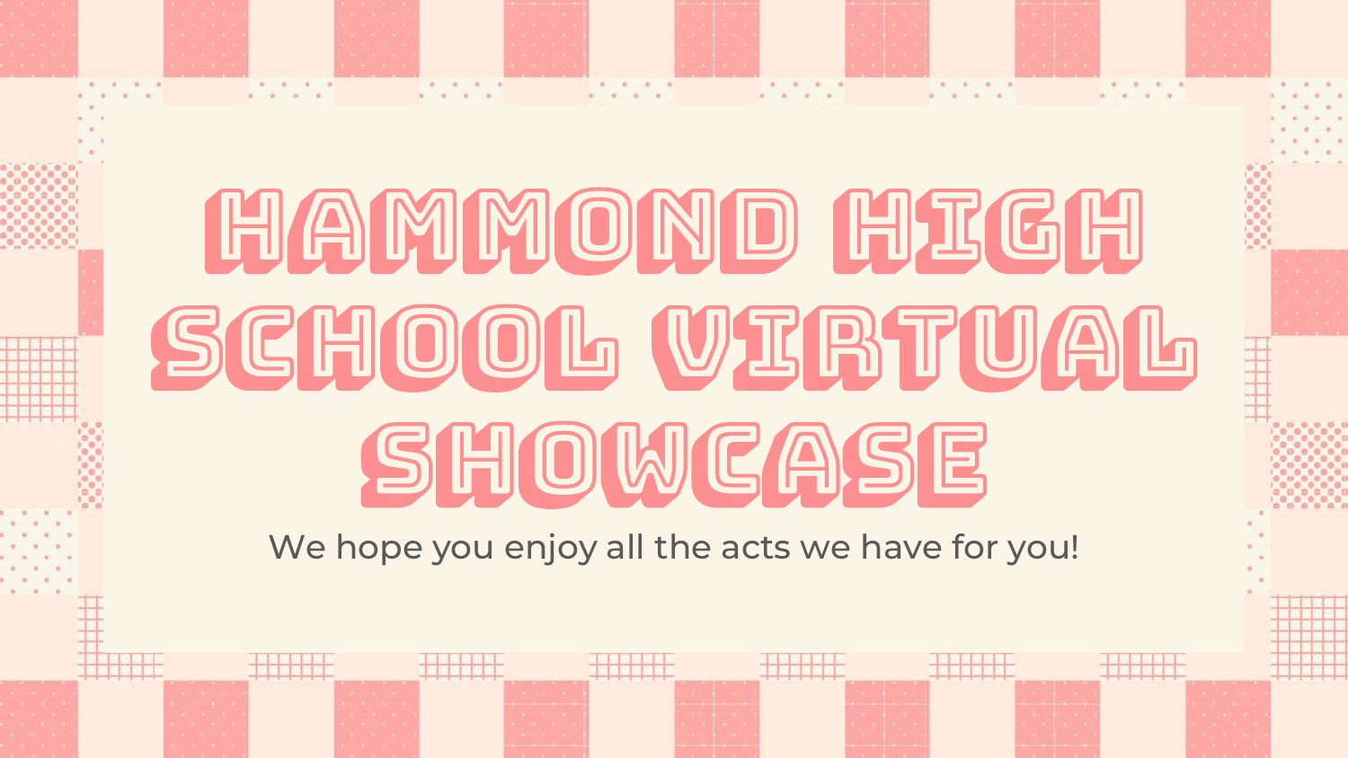# HAMMOND HIGH SCHOOL VIRTUAL SHOWCASE

We hope you enjoy all the acts we have for you!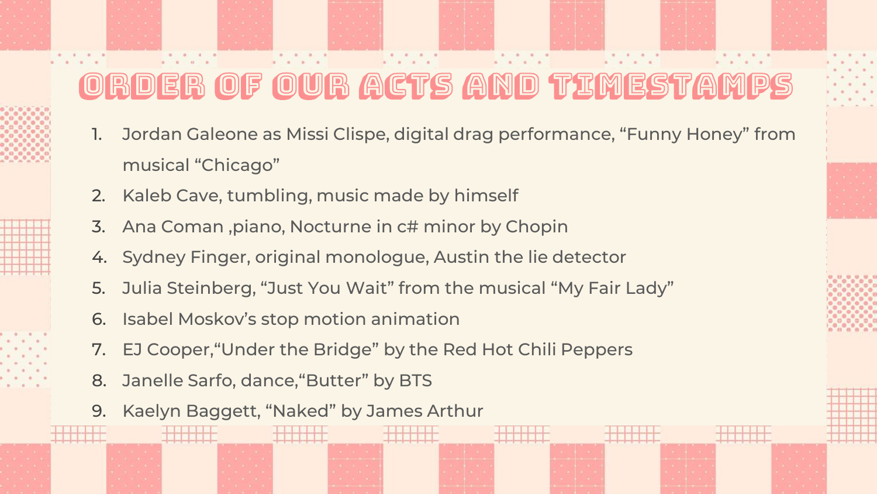# Order of our acts and timestamps

1. Jordan Galeone as Missi Clispe, digital drag performance, “Funny Honey” from musical “Chicago”
2. Kaleb Cave, tumbling, music made by himself
3. Ana Coman ,piano, Nocturne in c# minor by Chopin
4. Sydney Finger, original monologue, Austin the lie detector
5. Julia Steinberg, “Just You Wait” from the musical “My Fair Lady”
6. Isabel Moskov’s stop motion animation
7. EJ Cooper,“Under the Bridge” by the Red Hot Chili Peppers
8. Janelle Sarfo, dance,“Butter” by BTS
9. Kaelyn Baggett, “Naked” by James Arthur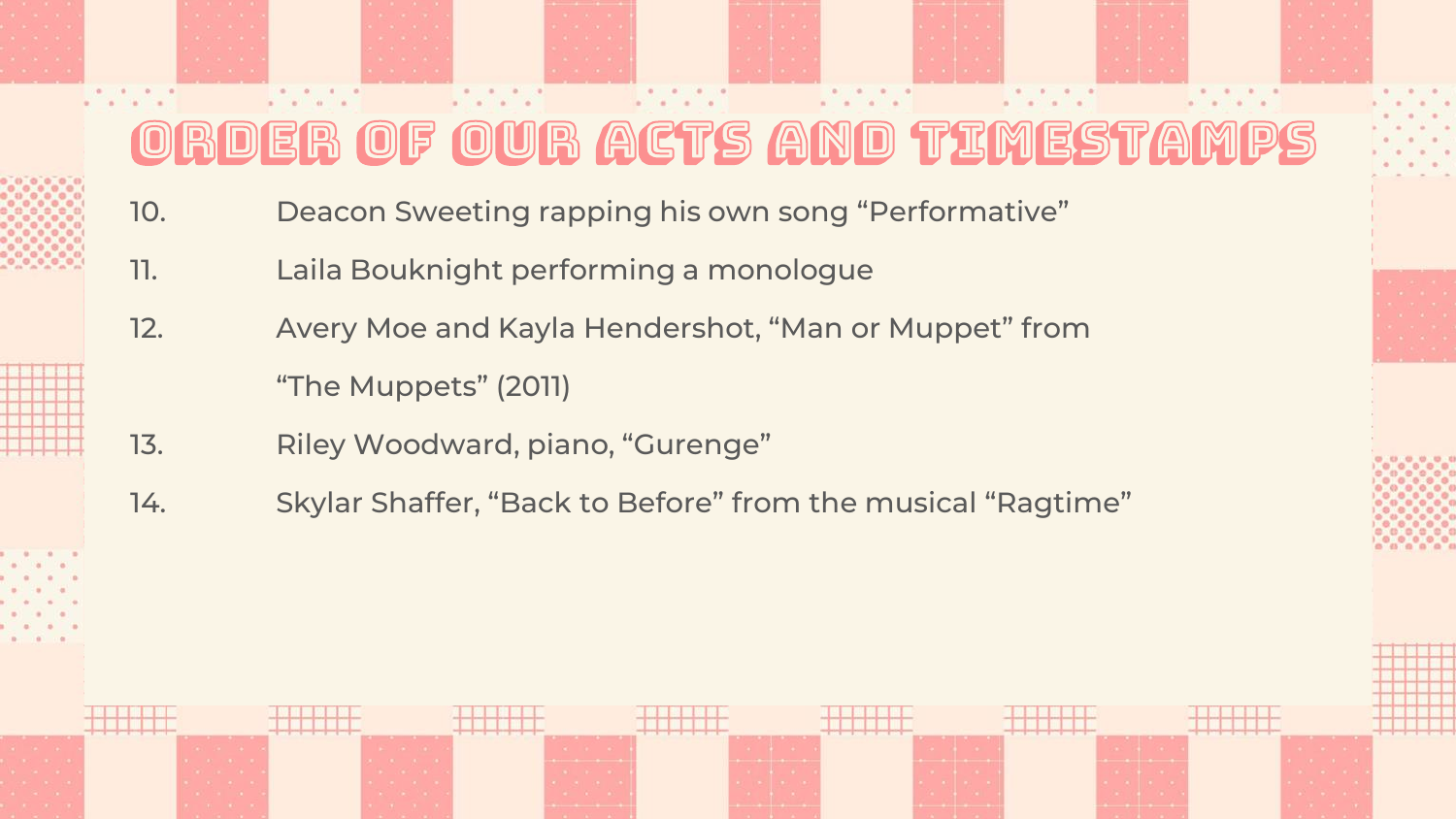# Order of Our Acts and Timestamps

10. Deacon Sweeting rapping his own song “Performative”
11. Laila Bouknight performing a monologue
12. Avery Moe and Kayla Hendershot, “Man or Muppet” from “The Muppets” (2011)
13. Riley Woodward, piano, “Gurenge”
14. Skylar Shaffer, “Back to Before” from the musical “Ragtime”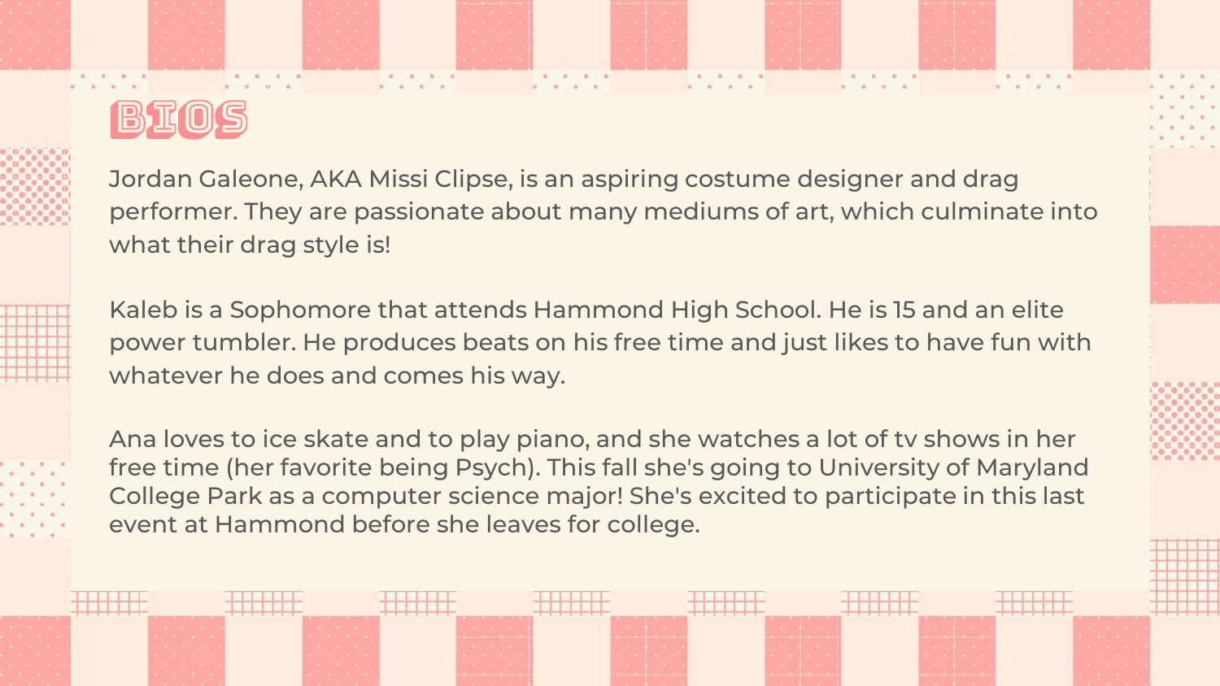# BIOS

Jordan Galeone, AKA Missi Clipse, is an aspiring costume designer and drag performer. They are passionate about many mediums of art, which culminate into what their drag style is!

Kaleb is a Sophomore that attends Hammond High School. He is 15 and an elite power tumbler. He produces beats on his free time and just likes to have fun with whatever he does and comes his way.

Ana loves to ice skate and to play piano, and she watches a lot of tv shows in her free time (her favorite being Psych). This fall she's going to University of Maryland College Park as a computer science major! She's excited to participate in this last event at Hammond before she leaves for college.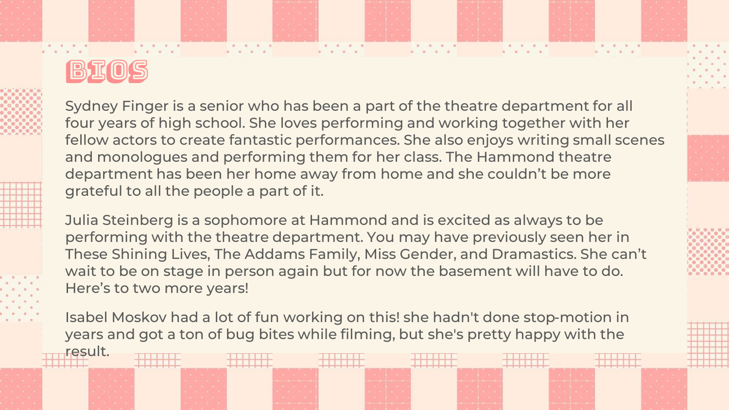# BIOS

Sydney Finger is a senior who has been a part of the theatre department for all four years of high school. She loves performing and working together with her fellow actors to create fantastic performances. She also enjoys writing small scenes and monologues and performing them for her class. The Hammond theatre department has been her home away from home and she couldn't be more grateful to all the people a part of it.

Julia Steinberg is a sophomore at Hammond and is excited as always to be performing with the theatre department. You may have previously seen her in These Shining Lives, The Addams Family, Miss Gender, and Dramastics. She can't wait to be on stage in person again but for now the basement will have to do. Here's to two more years!

Isabel Moskov had a lot of fun working on this! she hadn't done stop-motion in years and got a ton of bug bites while filming, but she's pretty happy with the result.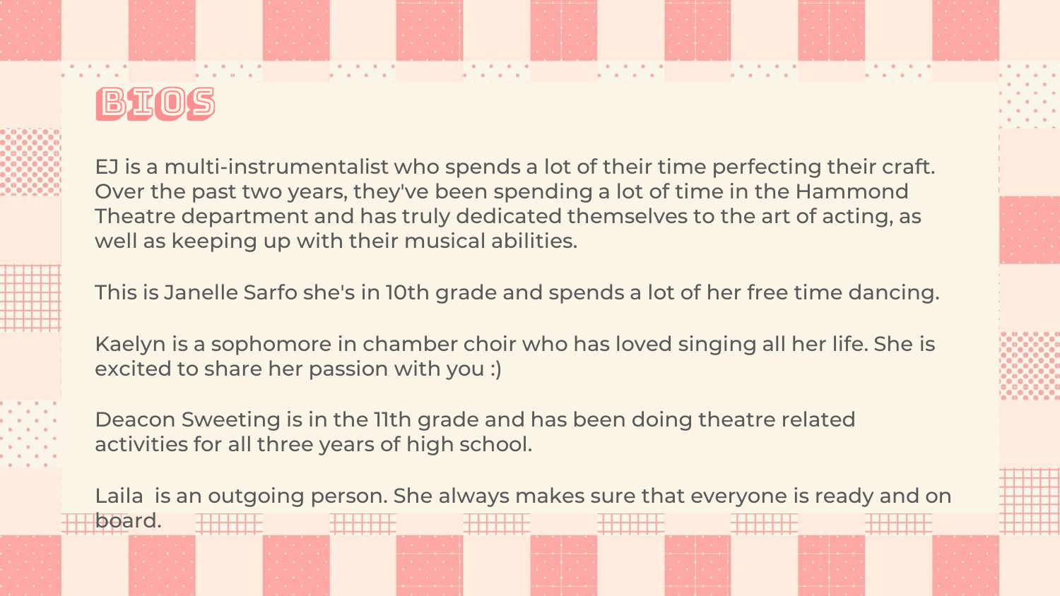# BIOS

EJ is a multi-instrumentalist who spends a lot of their time perfecting their craft. Over the past two years, they've been spending a lot of time in the Hammond Theatre department and has truly dedicated themselves to the art of acting, as well as keeping up with their musical abilities.

This is Janelle Sarfo she's in 10th grade and spends a lot of her free time dancing.

Kaelyn is a sophomore in chamber choir who has loved singing all her life. She is excited to share her passion with you :)

Deacon Sweeting is in the 11th grade and has been doing theatre related activities for all three years of high school.

Laila  is an outgoing person. She always makes sure that everyone is ready and on board.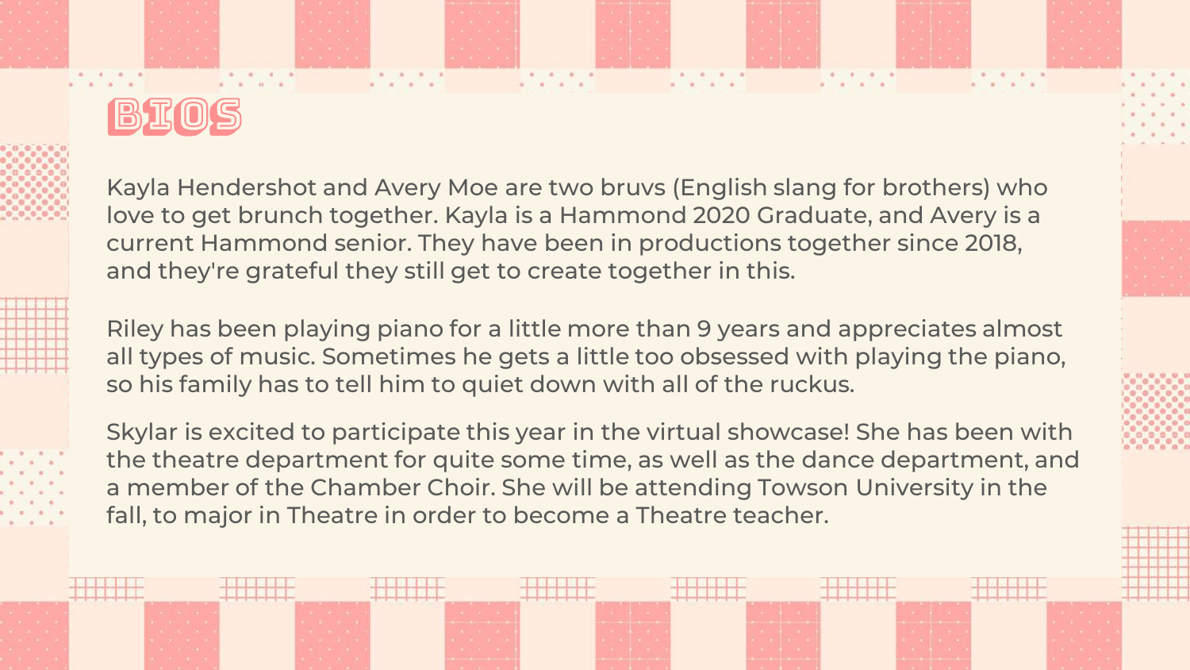# BIOS

Kayla Hendershot and Avery Moe are two bruvs (English slang for brothers) who love to get brunch together. Kayla is a Hammond 2020 Graduate, and Avery is a current Hammond senior. They have been in productions together since 2018, and they're grateful they still get to create together in this.

Riley has been playing piano for a little more than 9 years and appreciates almost all types of music. Sometimes he gets a little too obsessed with playing the piano, so his family has to tell him to quiet down with all of the ruckus.

Skylar is excited to participate this year in the virtual showcase! She has been with the theatre department for quite some time, as well as the dance department, and a member of the Chamber Choir. She will be attending Towson University in the fall, to major in Theatre in order to become a Theatre teacher.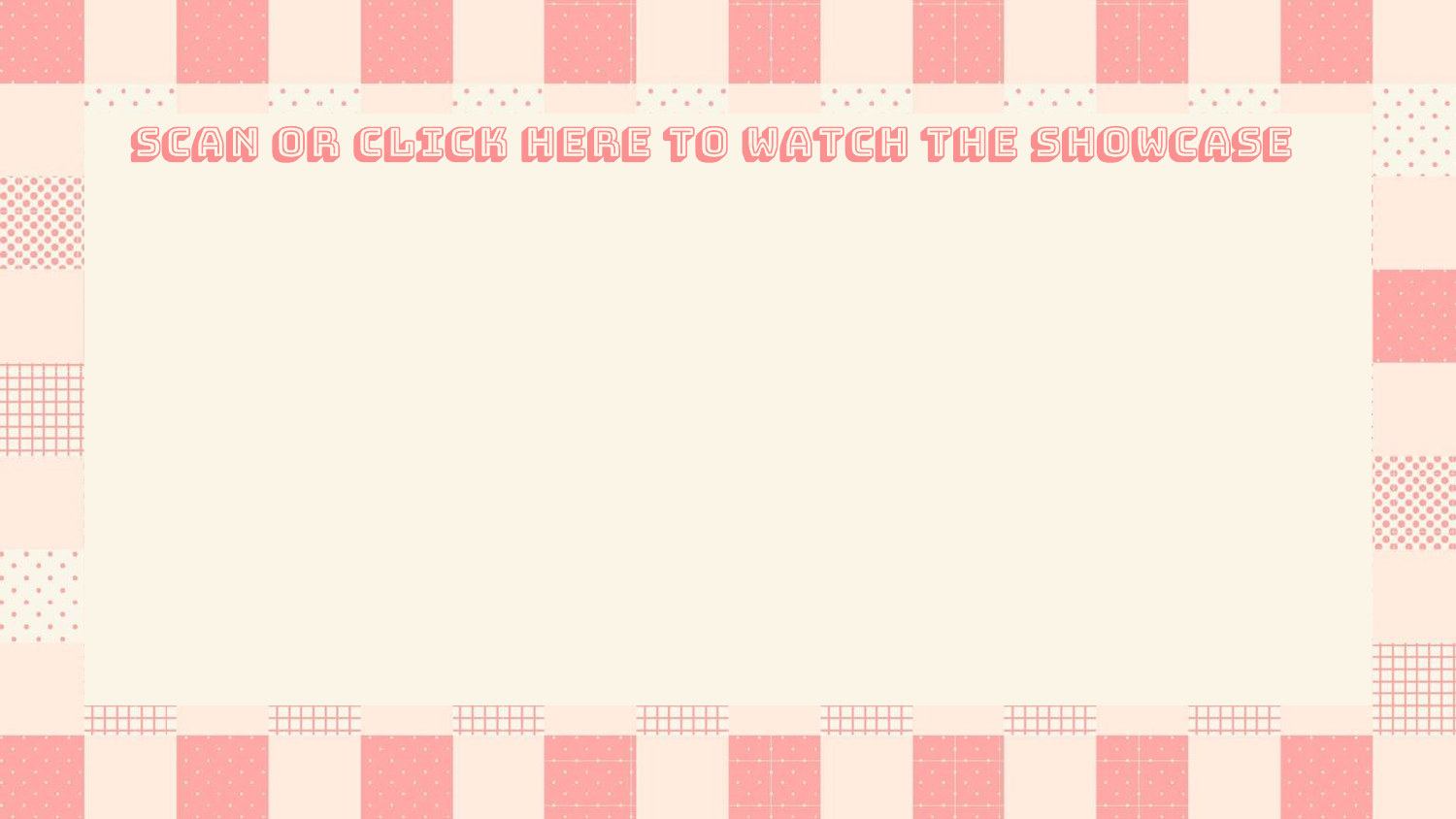# SCAN OR CLICK HERE TO WATCH THE SHOWCASE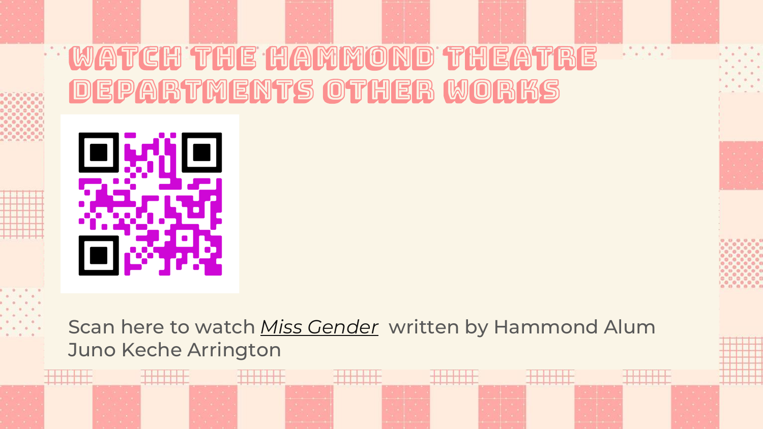# WATCH THE HAMMOND THEATRE DEPARTMENTS OTHER WORKS

Scan here to watch *Miss Gender* written by Hammond Alum Juno Keche Arrington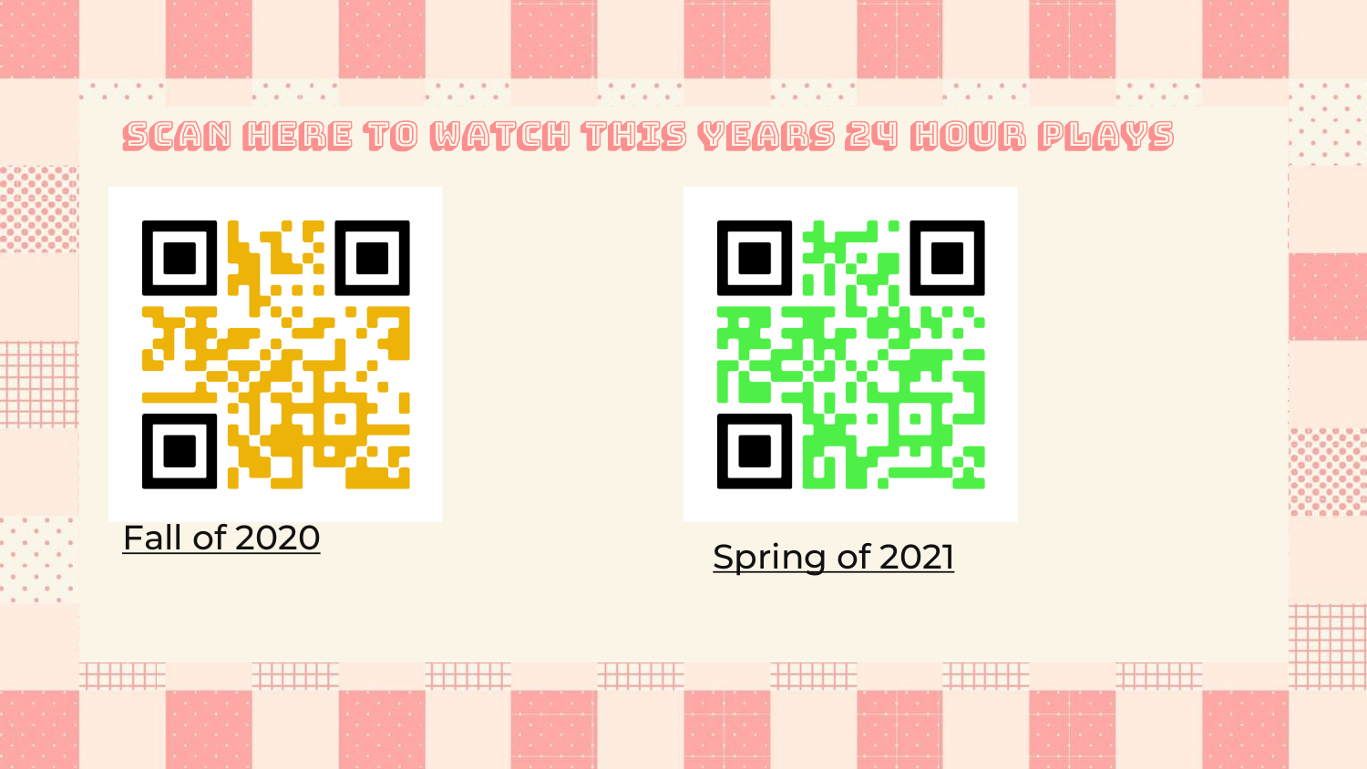# SCAN HERE TO WATCH THIS YEARS 24 HOUR PLAYS

Fall of 2020

Spring of 2021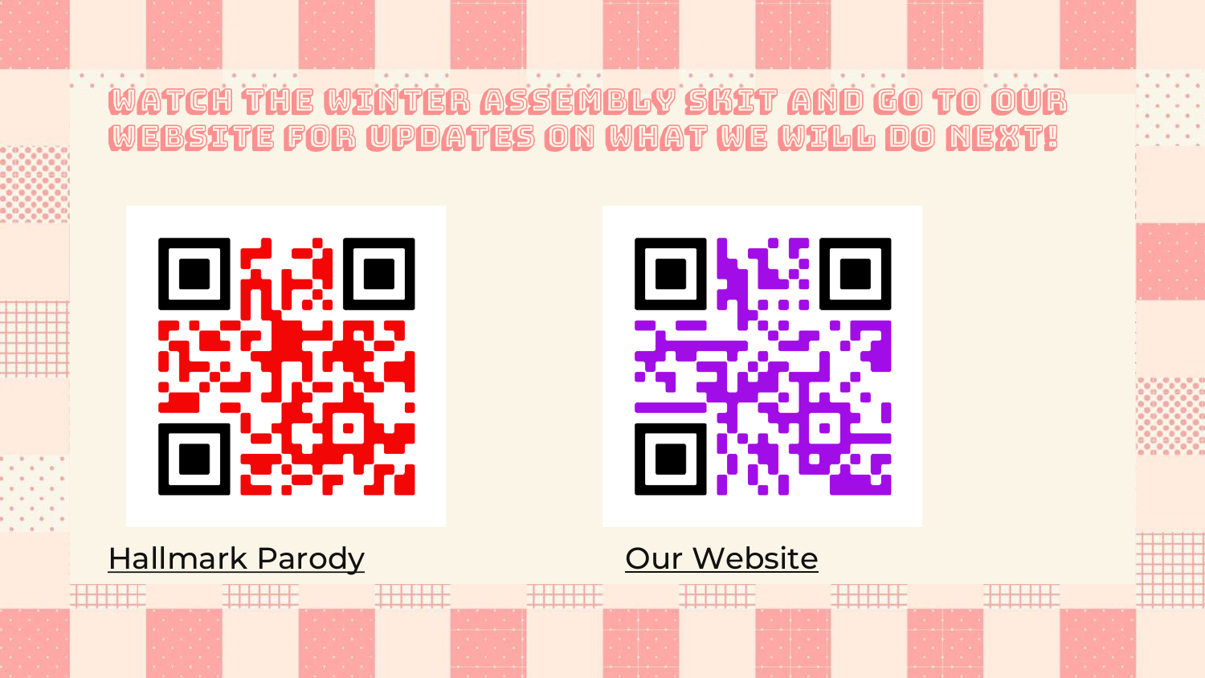# WATCH THE WINTER ASSEMBLY SKIT AND GO TO OUR WEBSITE FOR UPDATES ON WHAT WE WILL DO NEXT!

Hallmark Parody

Our Website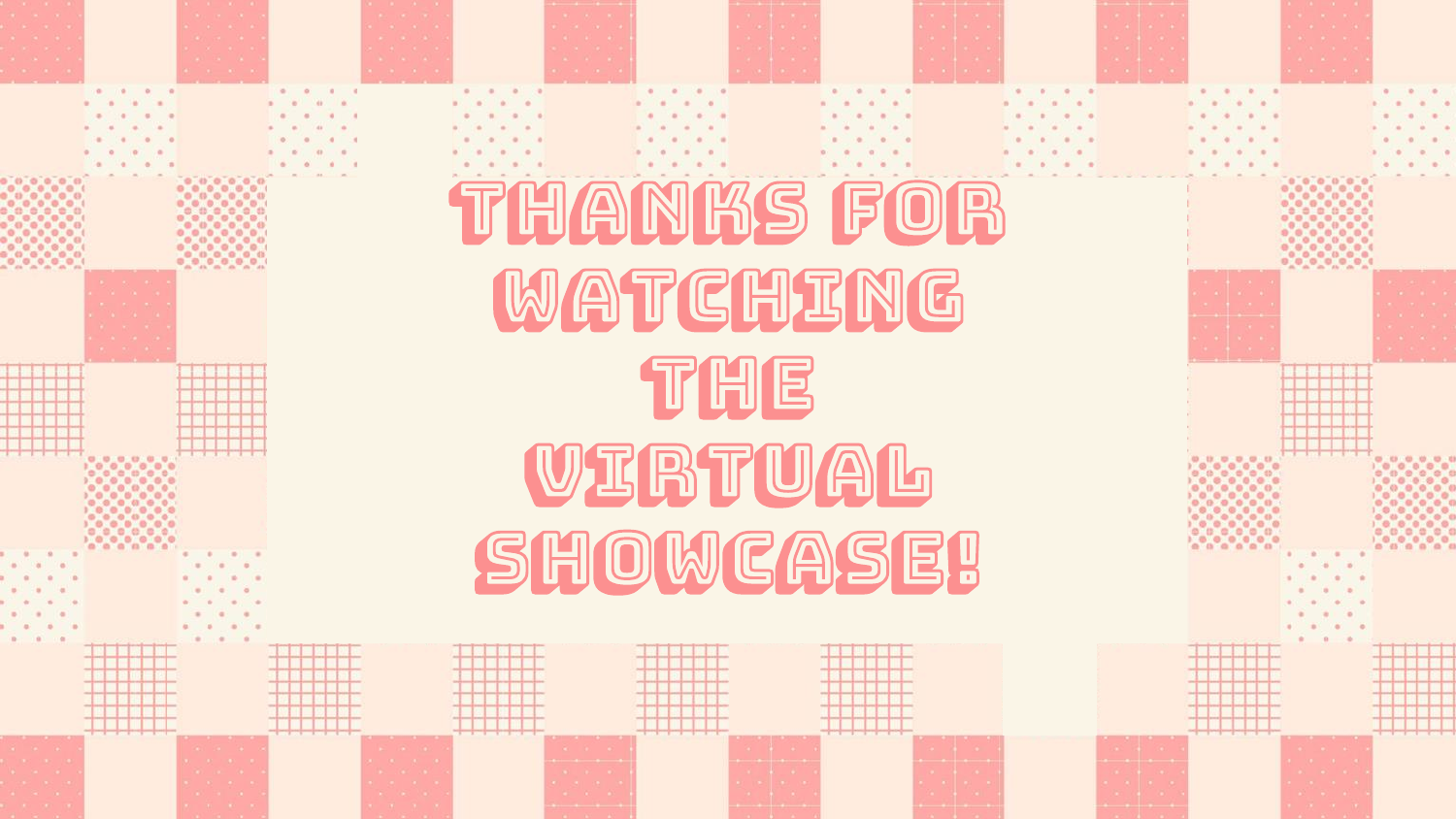# THANKS FOR WATCHING THE VIRTUAL SHOWCASE!